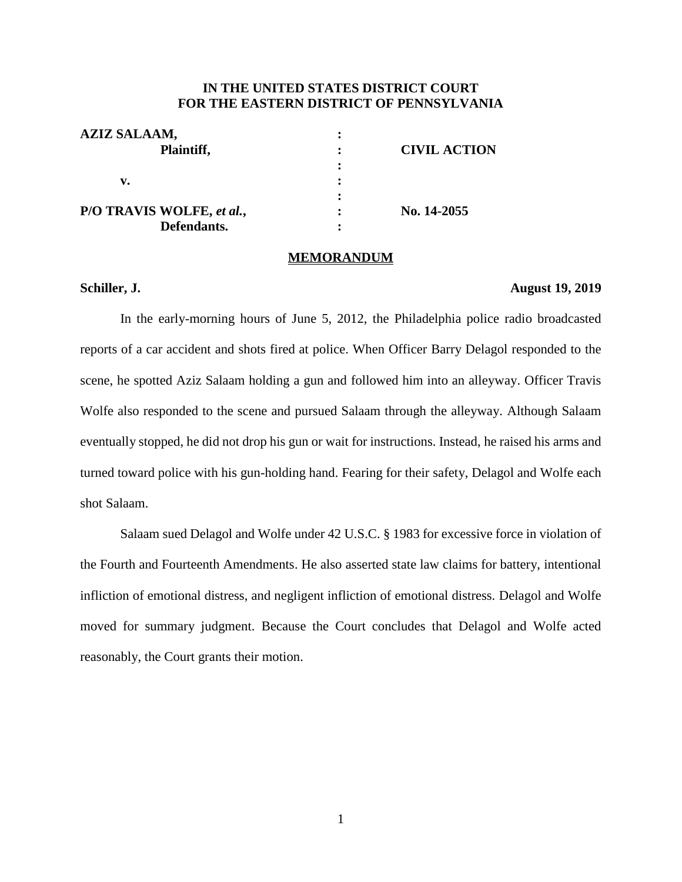**IN THE UNITED STATES DISTRICT COURT**
**FOR THE EASTERN DISTRICT OF PENNSYLVANIA**

| | | |
|---|---|---|
| **AZIZ SALAAM,** | : | |
| **Plaintiff,** | : | **CIVIL ACTION** |
| | : | |
| **v.** | : | |
| | : | |
| **P/O TRAVIS WOLFE, *et al.*,** | : | **No. 14-2055** |
| **Defendants.** | : | |

## MEMORANDUM

**Schiller, J.** **August 19, 2019**

In the early-morning hours of June 5, 2012, the Philadelphia police radio broadcasted reports of a car accident and shots fired at police. When Officer Barry Delagol responded to the scene, he spotted Aziz Salaam holding a gun and followed him into an alleyway. Officer Travis Wolfe also responded to the scene and pursued Salaam through the alleyway. Although Salaam eventually stopped, he did not drop his gun or wait for instructions. Instead, he raised his arms and turned toward police with his gun-holding hand. Fearing for their safety, Delagol and Wolfe each shot Salaam.

Salaam sued Delagol and Wolfe under 42 U.S.C. § 1983 for excessive force in violation of the Fourth and Fourteenth Amendments. He also asserted state law claims for battery, intentional infliction of emotional distress, and negligent infliction of emotional distress. Delagol and Wolfe moved for summary judgment. Because the Court concludes that Delagol and Wolfe acted reasonably, the Court grants their motion.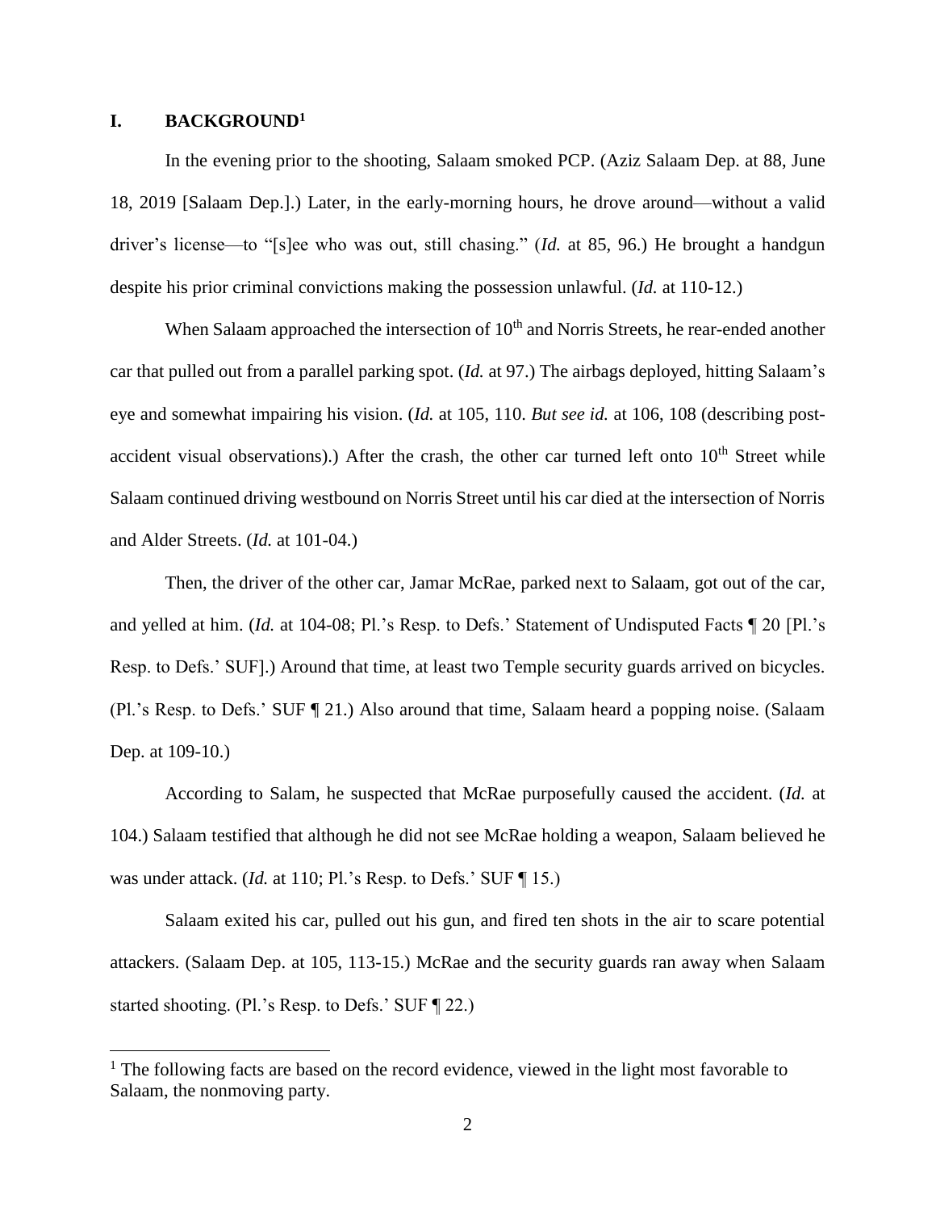## I. BACKGROUND[1]

In the evening prior to the shooting, Salaam smoked PCP. (Aziz Salaam Dep. at 88, June 18, 2019 [Salaam Dep.].) Later, in the early-morning hours, he drove around—without a valid driver's license—to "[s]ee who was out, still chasing." (*Id.* at 85, 96.) He brought a handgun despite his prior criminal convictions making the possession unlawful. (*Id.* at 110-12.)

When Salaam approached the intersection of 10th and Norris Streets, he rear-ended another car that pulled out from a parallel parking spot. (*Id.* at 97.) The airbags deployed, hitting Salaam's eye and somewhat impairing his vision. (*Id.* at 105, 110. *But see id.* at 106, 108 (describing post-accident visual observations).) After the crash, the other car turned left onto 10th Street while Salaam continued driving westbound on Norris Street until his car died at the intersection of Norris and Alder Streets. (*Id.* at 101-04.)

Then, the driver of the other car, Jamar McRae, parked next to Salaam, got out of the car, and yelled at him. (*Id.* at 104-08; Pl.'s Resp. to Defs.' Statement of Undisputed Facts ¶ 20 [Pl.'s Resp. to Defs.' SUF].) Around that time, at least two Temple security guards arrived on bicycles. (Pl.'s Resp. to Defs.' SUF ¶ 21.) Also around that time, Salaam heard a popping noise. (Salaam Dep. at 109-10.)

According to Salam, he suspected that McRae purposefully caused the accident. (*Id.* at 104.) Salaam testified that although he did not see McRae holding a weapon, Salaam believed he was under attack. (*Id.* at 110; Pl.'s Resp. to Defs.' SUF ¶ 15.)

Salaam exited his car, pulled out his gun, and fired ten shots in the air to scare potential attackers. (Salaam Dep. at 105, 113-15.) McRae and the security guards ran away when Salaam started shooting. (Pl.'s Resp. to Defs.' SUF ¶ 22.)

---

[1] The following facts are based on the record evidence, viewed in the light most favorable to Salaam, the nonmoving party.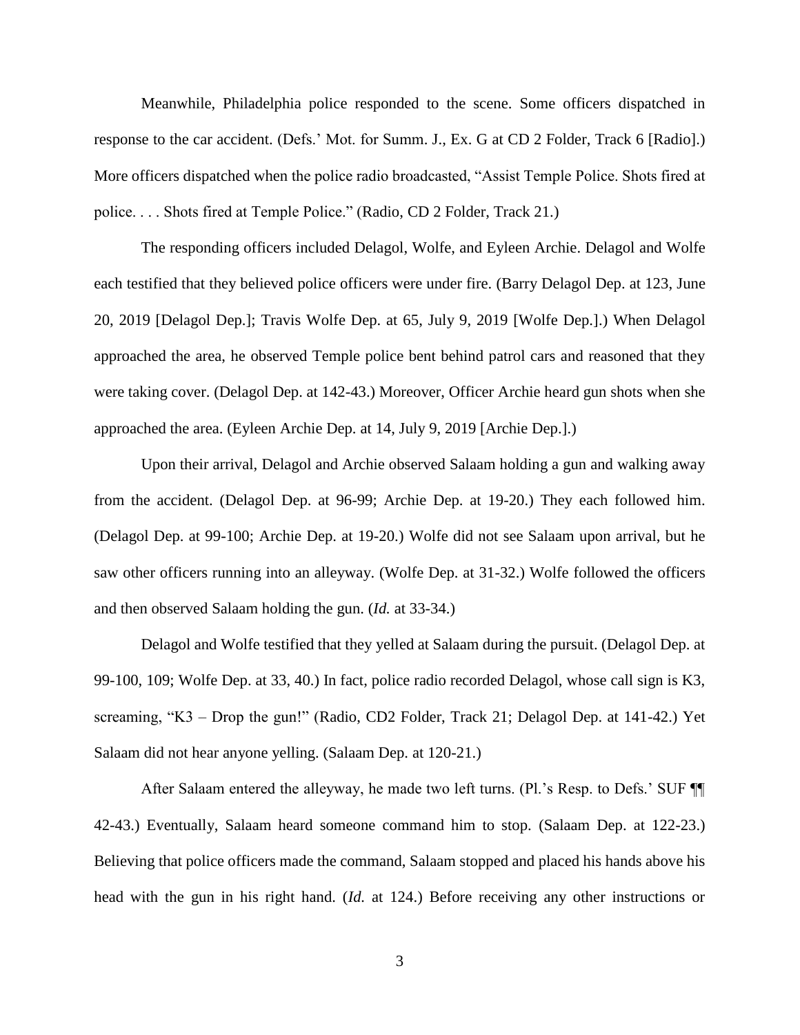Meanwhile, Philadelphia police responded to the scene. Some officers dispatched in response to the car accident. (Defs.' Mot. for Summ. J., Ex. G at CD 2 Folder, Track 6 [Radio].) More officers dispatched when the police radio broadcasted, "Assist Temple Police. Shots fired at police. . . . Shots fired at Temple Police." (Radio, CD 2 Folder, Track 21.)

The responding officers included Delagol, Wolfe, and Eyleen Archie. Delagol and Wolfe each testified that they believed police officers were under fire. (Barry Delagol Dep. at 123, June 20, 2019 [Delagol Dep.]; Travis Wolfe Dep. at 65, July 9, 2019 [Wolfe Dep.].) When Delagol approached the area, he observed Temple police bent behind patrol cars and reasoned that they were taking cover. (Delagol Dep. at 142-43.) Moreover, Officer Archie heard gun shots when she approached the area. (Eyleen Archie Dep. at 14, July 9, 2019 [Archie Dep.].)

Upon their arrival, Delagol and Archie observed Salaam holding a gun and walking away from the accident. (Delagol Dep. at 96-99; Archie Dep. at 19-20.) They each followed him. (Delagol Dep. at 99-100; Archie Dep. at 19-20.) Wolfe did not see Salaam upon arrival, but he saw other officers running into an alleyway. (Wolfe Dep. at 31-32.) Wolfe followed the officers and then observed Salaam holding the gun. (*Id.* at 33-34.)

Delagol and Wolfe testified that they yelled at Salaam during the pursuit. (Delagol Dep. at 99-100, 109; Wolfe Dep. at 33, 40.) In fact, police radio recorded Delagol, whose call sign is K3, screaming, "K3 – Drop the gun!" (Radio, CD2 Folder, Track 21; Delagol Dep. at 141-42.) Yet Salaam did not hear anyone yelling. (Salaam Dep. at 120-21.)

After Salaam entered the alleyway, he made two left turns. (Pl.'s Resp. to Defs.' SUF ¶¶ 42-43.) Eventually, Salaam heard someone command him to stop. (Salaam Dep. at 122-23.) Believing that police officers made the command, Salaam stopped and placed his hands above his head with the gun in his right hand. (*Id.* at 124.) Before receiving any other instructions or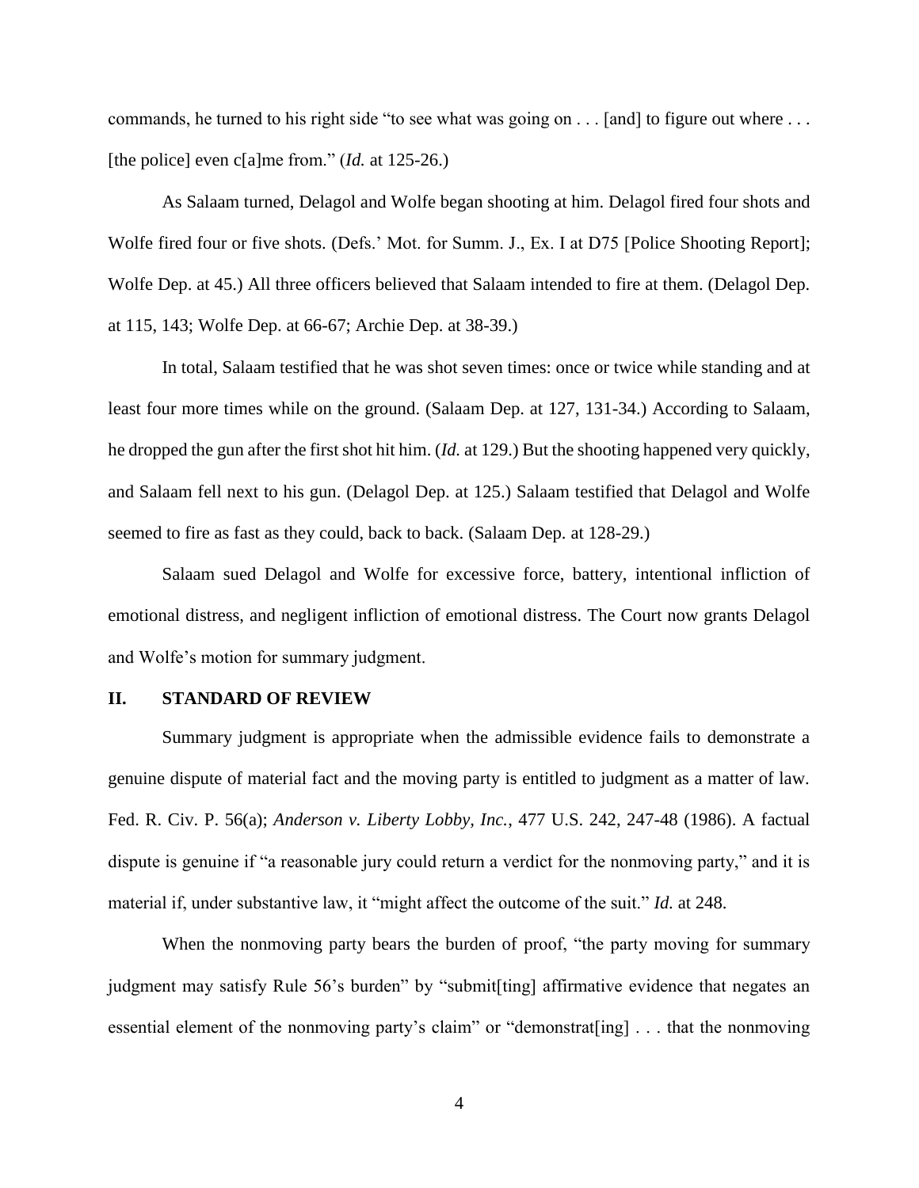commands, he turned to his right side "to see what was going on . . . [and] to figure out where . . . [the police] even c[a]me from." (*Id.* at 125-26.)

As Salaam turned, Delagol and Wolfe began shooting at him. Delagol fired four shots and Wolfe fired four or five shots. (Defs.' Mot. for Summ. J., Ex. I at D75 [Police Shooting Report]; Wolfe Dep. at 45.) All three officers believed that Salaam intended to fire at them. (Delagol Dep. at 115, 143; Wolfe Dep. at 66-67; Archie Dep. at 38-39.)

In total, Salaam testified that he was shot seven times: once or twice while standing and at least four more times while on the ground. (Salaam Dep. at 127, 131-34.) According to Salaam, he dropped the gun after the first shot hit him. (*Id.* at 129.) But the shooting happened very quickly, and Salaam fell next to his gun. (Delagol Dep. at 125.) Salaam testified that Delagol and Wolfe seemed to fire as fast as they could, back to back. (Salaam Dep. at 128-29.)

Salaam sued Delagol and Wolfe for excessive force, battery, intentional infliction of emotional distress, and negligent infliction of emotional distress. The Court now grants Delagol and Wolfe's motion for summary judgment.

## II. STANDARD OF REVIEW

Summary judgment is appropriate when the admissible evidence fails to demonstrate a genuine dispute of material fact and the moving party is entitled to judgment as a matter of law. Fed. R. Civ. P. 56(a); *Anderson v. Liberty Lobby, Inc.*, 477 U.S. 242, 247-48 (1986). A factual dispute is genuine if "a reasonable jury could return a verdict for the nonmoving party," and it is material if, under substantive law, it "might affect the outcome of the suit." *Id.* at 248.

When the nonmoving party bears the burden of proof, "the party moving for summary judgment may satisfy Rule 56's burden" by "submit[ting] affirmative evidence that negates an essential element of the nonmoving party's claim" or "demonstrat[ing] . . . that the nonmoving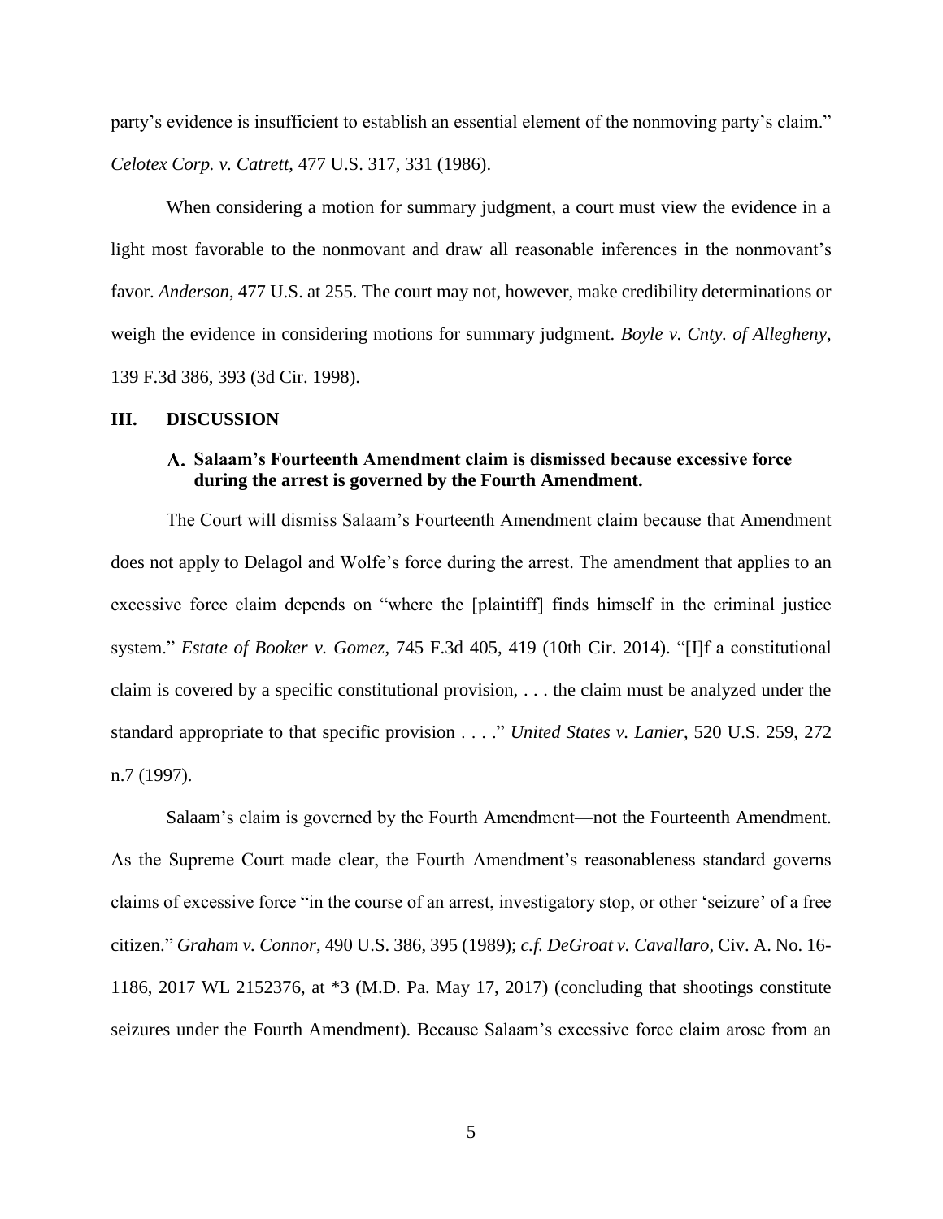party's evidence is insufficient to establish an essential element of the nonmoving party's claim." *Celotex Corp. v. Catrett*, 477 U.S. 317, 331 (1986).

When considering a motion for summary judgment, a court must view the evidence in a light most favorable to the nonmovant and draw all reasonable inferences in the nonmovant's favor. *Anderson*, 477 U.S. at 255. The court may not, however, make credibility determinations or weigh the evidence in considering motions for summary judgment. *Boyle v. Cnty. of Allegheny*, 139 F.3d 386, 393 (3d Cir. 1998).

## III. DISCUSSION

### A. Salaam's Fourteenth Amendment claim is dismissed because excessive force during the arrest is governed by the Fourth Amendment.

The Court will dismiss Salaam's Fourteenth Amendment claim because that Amendment does not apply to Delagol and Wolfe's force during the arrest. The amendment that applies to an excessive force claim depends on "where the [plaintiff] finds himself in the criminal justice system." *Estate of Booker v. Gomez*, 745 F.3d 405, 419 (10th Cir. 2014). "[I]f a constitutional claim is covered by a specific constitutional provision, . . . the claim must be analyzed under the standard appropriate to that specific provision . . . ." *United States v. Lanier*, 520 U.S. 259, 272 n.7 (1997).

Salaam's claim is governed by the Fourth Amendment—not the Fourteenth Amendment. As the Supreme Court made clear, the Fourth Amendment's reasonableness standard governs claims of excessive force "in the course of an arrest, investigatory stop, or other 'seizure' of a free citizen." *Graham v. Connor*, 490 U.S. 386, 395 (1989); *c.f. DeGroat v. Cavallaro*, Civ. A. No. 16-1186, 2017 WL 2152376, at \*3 (M.D. Pa. May 17, 2017) (concluding that shootings constitute seizures under the Fourth Amendment). Because Salaam's excessive force claim arose from an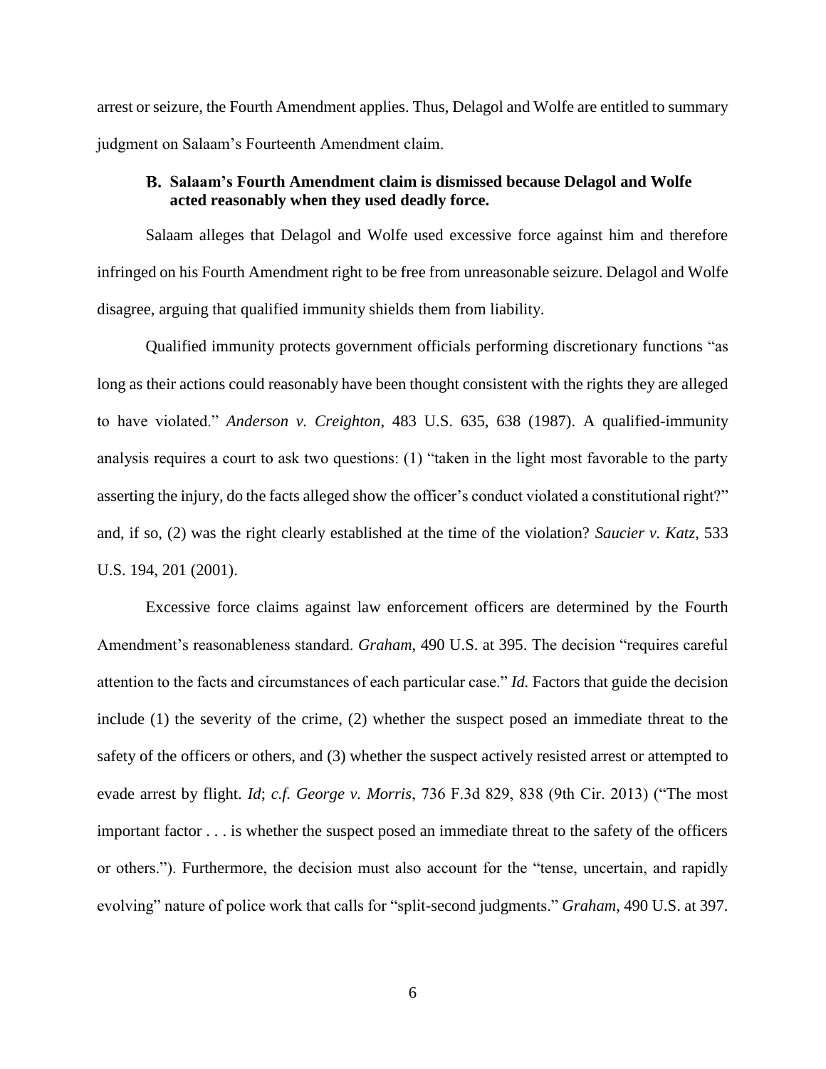arrest or seizure, the Fourth Amendment applies. Thus, Delagol and Wolfe are entitled to summary judgment on Salaam's Fourteenth Amendment claim.

### B. Salaam's Fourth Amendment claim is dismissed because Delagol and Wolfe acted reasonably when they used deadly force.

Salaam alleges that Delagol and Wolfe used excessive force against him and therefore infringed on his Fourth Amendment right to be free from unreasonable seizure. Delagol and Wolfe disagree, arguing that qualified immunity shields them from liability.

Qualified immunity protects government officials performing discretionary functions "as long as their actions could reasonably have been thought consistent with the rights they are alleged to have violated." *Anderson v. Creighton*, 483 U.S. 635, 638 (1987). A qualified-immunity analysis requires a court to ask two questions: (1) "taken in the light most favorable to the party asserting the injury, do the facts alleged show the officer's conduct violated a constitutional right?" and, if so, (2) was the right clearly established at the time of the violation? *Saucier v. Katz*, 533 U.S. 194, 201 (2001).

Excessive force claims against law enforcement officers are determined by the Fourth Amendment's reasonableness standard. *Graham*, 490 U.S. at 395. The decision "requires careful attention to the facts and circumstances of each particular case." *Id.* Factors that guide the decision include (1) the severity of the crime, (2) whether the suspect posed an immediate threat to the safety of the officers or others, and (3) whether the suspect actively resisted arrest or attempted to evade arrest by flight. *Id*; *c.f. George v. Morris*, 736 F.3d 829, 838 (9th Cir. 2013) ("The most important factor . . . is whether the suspect posed an immediate threat to the safety of the officers or others."). Furthermore, the decision must also account for the "tense, uncertain, and rapidly evolving" nature of police work that calls for "split-second judgments." *Graham*, 490 U.S. at 397.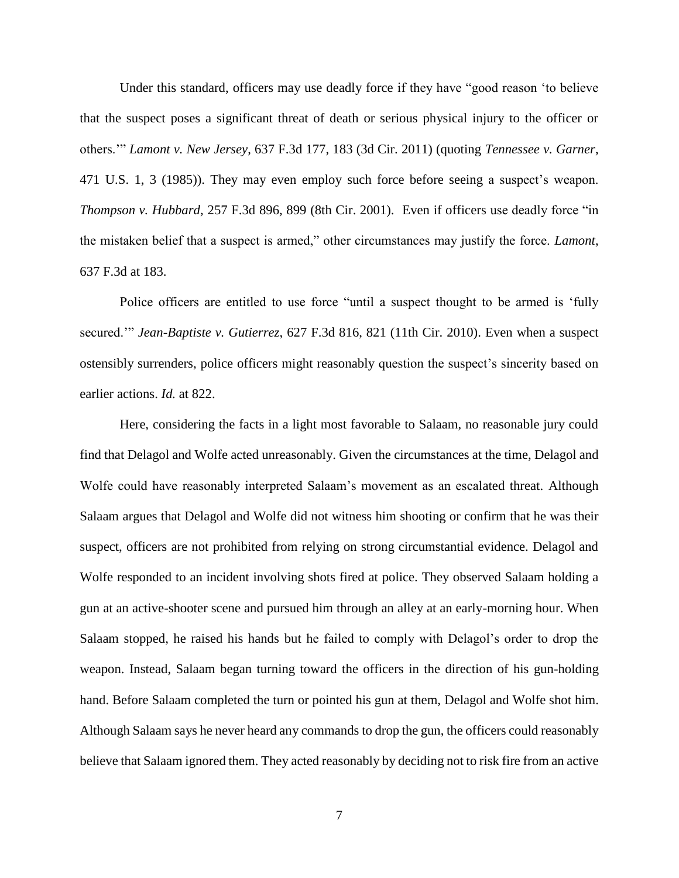Under this standard, officers may use deadly force if they have "good reason 'to believe that the suspect poses a significant threat of death or serious physical injury to the officer or others.'" *Lamont v. New Jersey*, 637 F.3d 177, 183 (3d Cir. 2011) (quoting *Tennessee v. Garner*, 471 U.S. 1, 3 (1985)). They may even employ such force before seeing a suspect's weapon. *Thompson v. Hubbard*, 257 F.3d 896, 899 (8th Cir. 2001). Even if officers use deadly force "in the mistaken belief that a suspect is armed," other circumstances may justify the force. *Lamont*, 637 F.3d at 183.

Police officers are entitled to use force "until a suspect thought to be armed is 'fully secured.'" *Jean-Baptiste v. Gutierrez*, 627 F.3d 816, 821 (11th Cir. 2010). Even when a suspect ostensibly surrenders, police officers might reasonably question the suspect's sincerity based on earlier actions. *Id.* at 822.

Here, considering the facts in a light most favorable to Salaam, no reasonable jury could find that Delagol and Wolfe acted unreasonably. Given the circumstances at the time, Delagol and Wolfe could have reasonably interpreted Salaam's movement as an escalated threat. Although Salaam argues that Delagol and Wolfe did not witness him shooting or confirm that he was their suspect, officers are not prohibited from relying on strong circumstantial evidence. Delagol and Wolfe responded to an incident involving shots fired at police. They observed Salaam holding a gun at an active-shooter scene and pursued him through an alley at an early-morning hour. When Salaam stopped, he raised his hands but he failed to comply with Delagol's order to drop the weapon. Instead, Salaam began turning toward the officers in the direction of his gun-holding hand. Before Salaam completed the turn or pointed his gun at them, Delagol and Wolfe shot him. Although Salaam says he never heard any commands to drop the gun, the officers could reasonably believe that Salaam ignored them. They acted reasonably by deciding not to risk fire from an active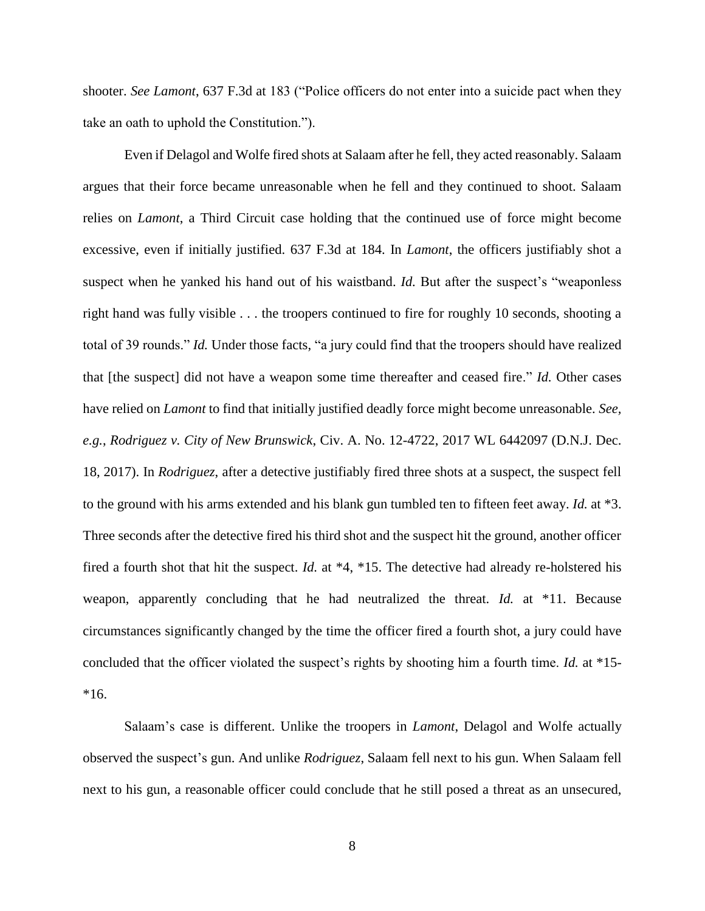shooter. *See Lamont*, 637 F.3d at 183 ("Police officers do not enter into a suicide pact when they take an oath to uphold the Constitution.").

Even if Delagol and Wolfe fired shots at Salaam after he fell, they acted reasonably. Salaam argues that their force became unreasonable when he fell and they continued to shoot. Salaam relies on *Lamont*, a Third Circuit case holding that the continued use of force might become excessive, even if initially justified. 637 F.3d at 184. In *Lamont*, the officers justifiably shot a suspect when he yanked his hand out of his waistband. *Id.* But after the suspect's "weaponless right hand was fully visible . . . the troopers continued to fire for roughly 10 seconds, shooting a total of 39 rounds." *Id.* Under those facts, "a jury could find that the troopers should have realized that [the suspect] did not have a weapon some time thereafter and ceased fire." *Id.* Other cases have relied on *Lamont* to find that initially justified deadly force might become unreasonable. *See, e.g.*, *Rodriguez v. City of New Brunswick*, Civ. A. No. 12-4722, 2017 WL 6442097 (D.N.J. Dec. 18, 2017). In *Rodriguez*, after a detective justifiably fired three shots at a suspect, the suspect fell to the ground with his arms extended and his blank gun tumbled ten to fifteen feet away. *Id.* at *3. Three seconds after the detective fired his third shot and the suspect hit the ground, another officer fired a fourth shot that hit the suspect. *Id.* at *4, *15. The detective had already re-holstered his weapon, apparently concluding that he had neutralized the threat. *Id.* at *11. Because circumstances significantly changed by the time the officer fired a fourth shot, a jury could have concluded that the officer violated the suspect's rights by shooting him a fourth time. *Id.* at *15-*16.

Salaam's case is different. Unlike the troopers in *Lamont*, Delagol and Wolfe actually observed the suspect's gun. And unlike *Rodriguez*, Salaam fell next to his gun. When Salaam fell next to his gun, a reasonable officer could conclude that he still posed a threat as an unsecured,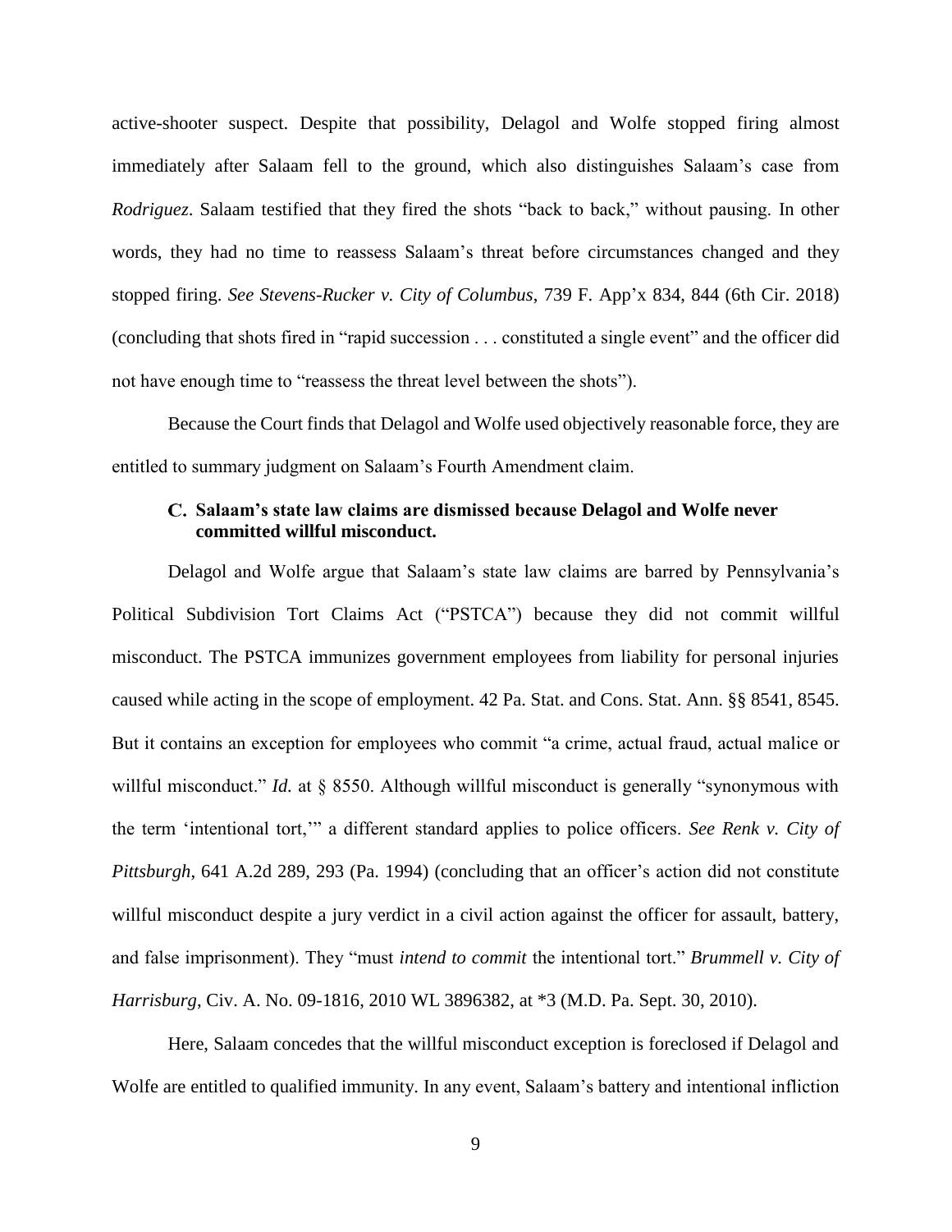active-shooter suspect. Despite that possibility, Delagol and Wolfe stopped firing almost immediately after Salaam fell to the ground, which also distinguishes Salaam's case from *Rodriguez*. Salaam testified that they fired the shots "back to back," without pausing. In other words, they had no time to reassess Salaam's threat before circumstances changed and they stopped firing. *See Stevens-Rucker v. City of Columbus*, 739 F. App'x 834, 844 (6th Cir. 2018) (concluding that shots fired in "rapid succession . . . constituted a single event" and the officer did not have enough time to "reassess the threat level between the shots").

Because the Court finds that Delagol and Wolfe used objectively reasonable force, they are entitled to summary judgment on Salaam's Fourth Amendment claim.

### C. Salaam's state law claims are dismissed because Delagol and Wolfe never committed willful misconduct.

Delagol and Wolfe argue that Salaam's state law claims are barred by Pennsylvania's Political Subdivision Tort Claims Act ("PSTCA") because they did not commit willful misconduct. The PSTCA immunizes government employees from liability for personal injuries caused while acting in the scope of employment. 42 Pa. Stat. and Cons. Stat. Ann. §§ 8541, 8545. But it contains an exception for employees who commit "a crime, actual fraud, actual malice or willful misconduct." *Id.* at § 8550. Although willful misconduct is generally "synonymous with the term 'intentional tort,'" a different standard applies to police officers. *See Renk v. City of Pittsburgh*, 641 A.2d 289, 293 (Pa. 1994) (concluding that an officer's action did not constitute willful misconduct despite a jury verdict in a civil action against the officer for assault, battery, and false imprisonment). They "must *intend to commit* the intentional tort." *Brummell v. City of Harrisburg*, Civ. A. No. 09-1816, 2010 WL 3896382, at *3 (M.D. Pa. Sept. 30, 2010).

Here, Salaam concedes that the willful misconduct exception is foreclosed if Delagol and Wolfe are entitled to qualified immunity. In any event, Salaam's battery and intentional infliction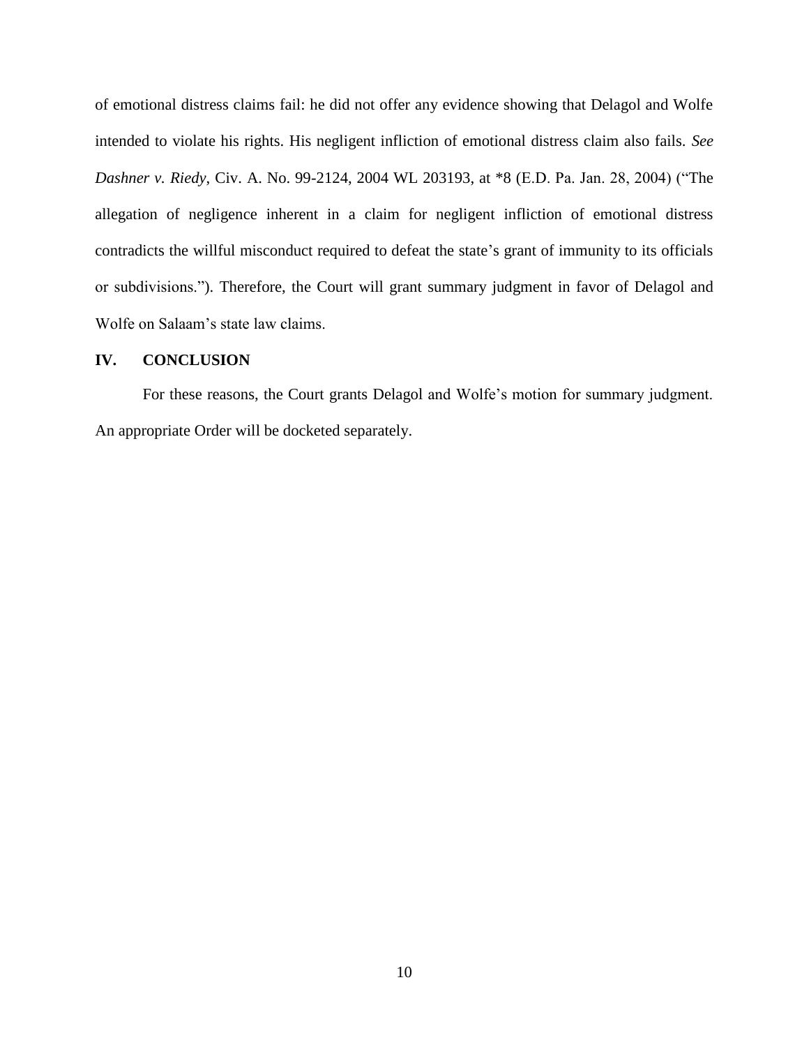of emotional distress claims fail: he did not offer any evidence showing that Delagol and Wolfe intended to violate his rights. His negligent infliction of emotional distress claim also fails. *See Dashner v. Riedy*, Civ. A. No. 99-2124, 2004 WL 203193, at *8 (E.D. Pa. Jan. 28, 2004) ("The allegation of negligence inherent in a claim for negligent infliction of emotional distress contradicts the willful misconduct required to defeat the state's grant of immunity to its officials or subdivisions."). Therefore, the Court will grant summary judgment in favor of Delagol and Wolfe on Salaam's state law claims.

## IV. CONCLUSION

For these reasons, the Court grants Delagol and Wolfe's motion for summary judgment. An appropriate Order will be docketed separately.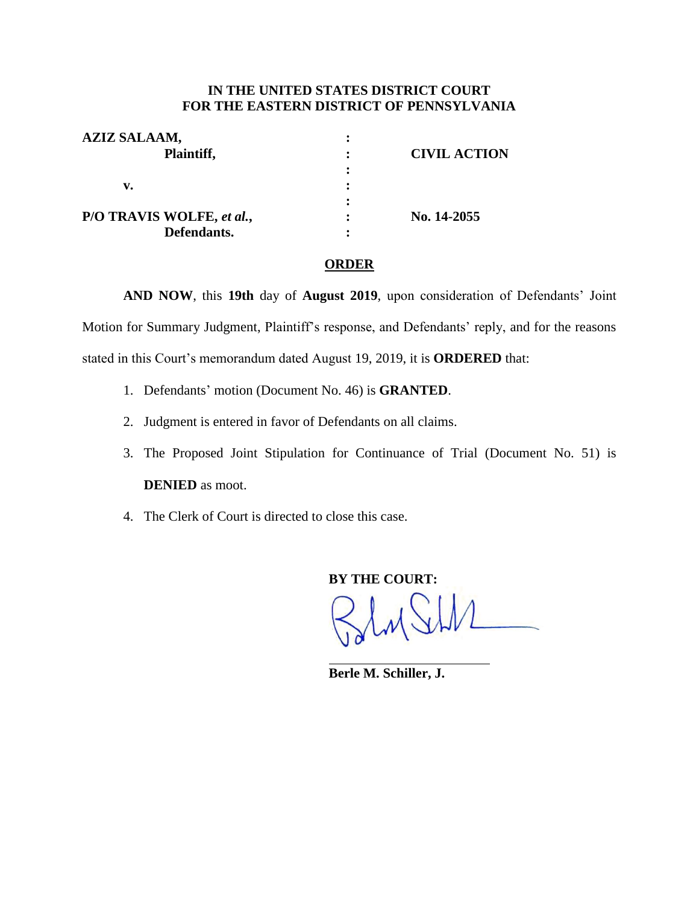**IN THE UNITED STATES DISTRICT COURT**
**FOR THE EASTERN DISTRICT OF PENNSYLVANIA**

| | | |
|---|---|---|
| **AZIZ SALAAM,** | : | |
| **Plaintiff,** | : | **CIVIL ACTION** |
| | : | |
| **v.** | : | |
| | : | |
| **P/O TRAVIS WOLFE,** ***et al.*****,** | : | **No. 14-2055** |
| **Defendants.** | : | |

## ORDER

**AND NOW**, this **19th** day of **August 2019**, upon consideration of Defendants' Joint Motion for Summary Judgment, Plaintiff's response, and Defendants' reply, and for the reasons stated in this Court's memorandum dated August 19, 2019, it is **ORDERED** that:

1. Defendants' motion (Document No. 46) is **GRANTED**.
2. Judgment is entered in favor of Defendants on all claims.
3. The Proposed Joint Stipulation for Continuance of Trial (Document No. 51) is **DENIED** as moot.
4. The Clerk of Court is directed to close this case.

**BY THE COURT:**

**Berle M. Schiller, J.**